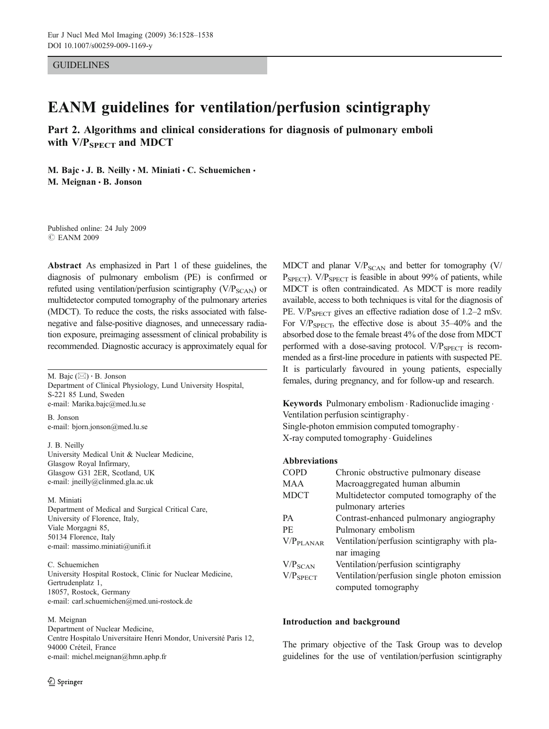GUIDELINES

# EANM guidelines for ventilation/perfusion scintigraphy

## Part 2. Algorithms and clinical considerations for diagnosis of pulmonary emboli with $V/P_{SPECT}$ and MDCT

**M. Bajc · J. B. Neilly · M. Miniati · C. Schuemichen · M. Meignan · B. Jonson**

Published online: 24 July 2009
© EANM 2009

**Abstract** As emphasized in Part 1 of these guidelines, the diagnosis of pulmonary embolism (PE) is confirmed or refuted using ventilation/perfusion scintigraphy ($V/P_{SCAN}$) or multidetector computed tomography of the pulmonary arteries (MDCT). To reduce the costs, the risks associated with false-negative and false-positive diagnoses, and unnecessary radiation exposure, preimaging assessment of clinical probability is recommended. Diagnostic accuracy is approximately equal for MDCT and planar $V/P_{SCAN}$ and better for tomography ($V/P_{SPECT}$). $V/P_{SPECT}$ is feasible in about 99% of patients, while MDCT is often contraindicated. As MDCT is more readily available, access to both techniques is vital for the diagnosis of PE. $V/P_{SPECT}$ gives an effective radiation dose of 1.2–2 mSv. For $V/P_{SPECT}$, the effective dose is about 35–40% and the absorbed dose to the female breast 4% of the dose from MDCT performed with a dose-saving protocol. $V/P_{SPECT}$ is recommended as a first-line procedure in patients with suspected PE. It is particularly favoured in young patients, especially females, during pregnancy, and for follow-up and research.

**Keywords** Pulmonary embolism · Radionuclide imaging · Ventilation perfusion scintigraphy · Single-photon emmision computed tomography · X-ray computed tomography · Guidelines

M. Bajc (✉) · B. Jonson
Department of Clinical Physiology, Lund University Hospital, S-221 85 Lund, Sweden
e-mail: Marika.bajc@med.lu.se

B. Jonson
e-mail: bjorn.jonson@med.lu.se

J. B. Neilly
University Medical Unit & Nuclear Medicine, Glasgow Royal Infirmary, Glasgow G31 2ER, Scotland, UK
e-mail: jneilly@clinmed.gla.ac.uk

M. Miniati
Department of Medical and Surgical Critical Care, University of Florence, Italy, Viale Morgagni 85, 50134 Florence, Italy
e-mail: massimo.miniati@unifi.it

C. Schuemichen
University Hospital Rostock, Clinic for Nuclear Medicine, Gertrudenplatz 1, 18057, Rostock, Germany
e-mail: carl.schuemichen@med.uni-rostock.de

M. Meignan
Department of Nuclear Medicine, Centre Hospitalo Universitaire Henri Mondor, Université Paris 12, 94000 Créteil, France
e-mail: michel.meignan@hmn.aphp.fr

### Abbreviations

| | |
|---|---|
| COPD | Chronic obstructive pulmonary disease |
| MAA | Macroaggregated human albumin |
| MDCT | Multidetector computed tomography of the pulmonary arteries |
| PA | Contrast-enhanced pulmonary angiography |
| PE | Pulmonary embolism |
| $V/P_{PLANAR}$ | Ventilation/perfusion scintigraphy with planar imaging |
| $V/P_{SCAN}$ | Ventilation/perfusion scintigraphy |
| $V/P_{SPECT}$ | Ventilation/perfusion single photon emission computed tomography |

### Introduction and background

The primary objective of the Task Group was to develop guidelines for the use of ventilation/perfusion scintigraphy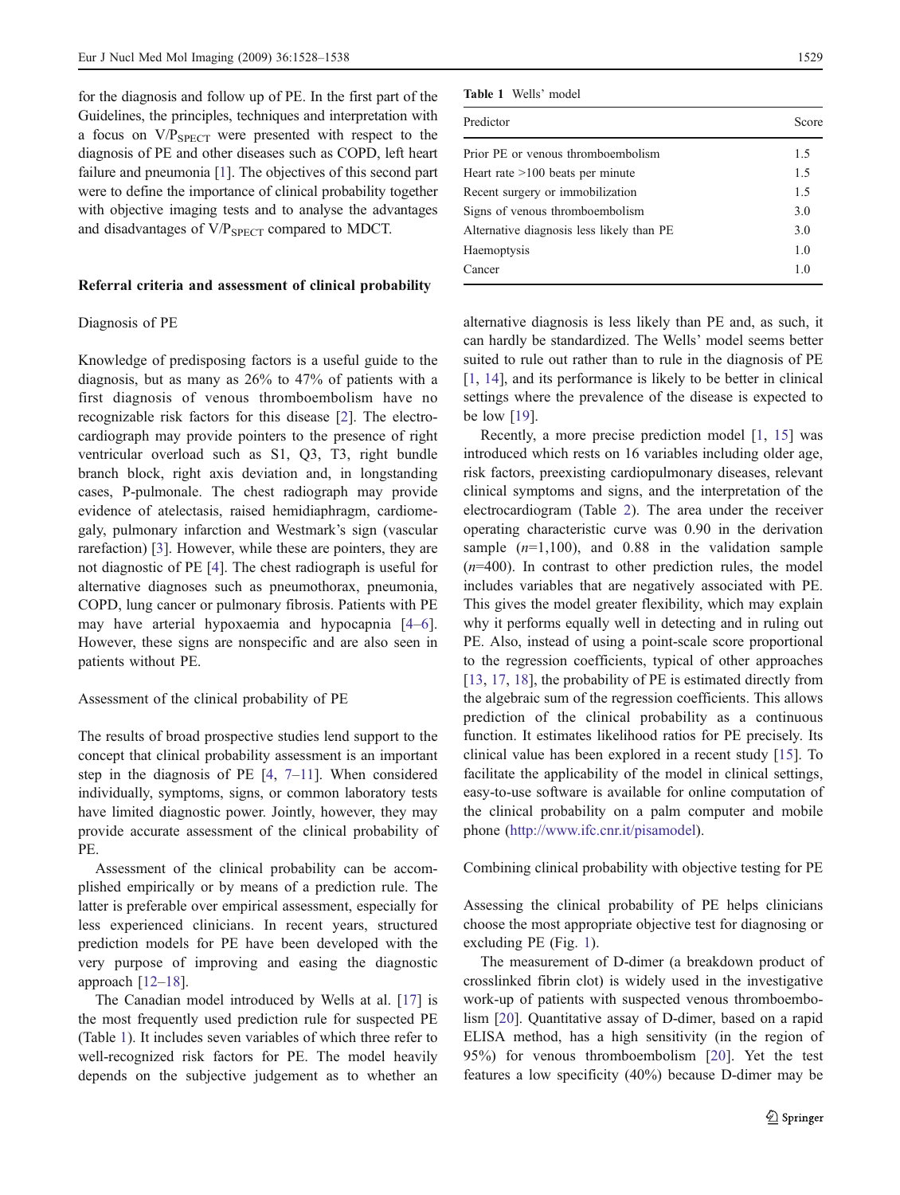for the diagnosis and follow up of PE. In the first part of the Guidelines, the principles, techniques and interpretation with a focus on $V/P_{SPECT}$ were presented with respect to the diagnosis of PE and other diseases such as COPD, left heart failure and pneumonia [1]. The objectives of this second part were to define the importance of clinical probability together with objective imaging tests and to analyse the advantages and disadvantages of $V/P_{SPECT}$ compared to MDCT.

## Referral criteria and assessment of clinical probability

### Diagnosis of PE

Knowledge of predisposing factors is a useful guide to the diagnosis, but as many as 26% to 47% of patients with a first diagnosis of venous thromboembolism have no recognizable risk factors for this disease [2]. The electrocardiograph may provide pointers to the presence of right ventricular overload such as S1, Q3, T3, right bundle branch block, right axis deviation and, in longstanding cases, P-pulmonale. The chest radiograph may provide evidence of atelectasis, raised hemidiaphragm, cardiomegaly, pulmonary infarction and Westmark's sign (vascular rarefaction) [3]. However, while these are pointers, they are not diagnostic of PE [4]. The chest radiograph is useful for alternative diagnoses such as pneumothorax, pneumonia, COPD, lung cancer or pulmonary fibrosis. Patients with PE may have arterial hypoxaemia and hypocapnia [4–6]. However, these signs are nonspecific and are also seen in patients without PE.

### Assessment of the clinical probability of PE

The results of broad prospective studies lend support to the concept that clinical probability assessment is an important step in the diagnosis of PE [4, 7–11]. When considered individually, symptoms, signs, or common laboratory tests have limited diagnostic power. Jointly, however, they may provide accurate assessment of the clinical probability of PE.

Assessment of the clinical probability can be accomplished empirically or by means of a prediction rule. The latter is preferable over empirical assessment, especially for less experienced clinicians. In recent years, structured prediction models for PE have been developed with the very purpose of improving and easing the diagnostic approach [12–18].

The Canadian model introduced by Wells at al. [17] is the most frequently used prediction rule for suspected PE (Table 1). It includes seven variables of which three refer to well-recognized risk factors for PE. The model heavily depends on the subjective judgement as to whether an alternative diagnosis is less likely than PE and, as such, it can hardly be standardized. The Wells' model seems better suited to rule out rather than to rule in the diagnosis of PE [1, 14], and its performance is likely to be better in clinical settings where the prevalence of the disease is expected to be low [19].

**Table 1** Wells' model

| Predictor | Score |
|---|---|
| Prior PE or venous thromboembolism | 1.5 |
| Heart rate >100 beats per minute | 1.5 |
| Recent surgery or immobilization | 1.5 |
| Signs of venous thromboembolism | 3.0 |
| Alternative diagnosis less likely than PE | 3.0 |
| Haemoptysis | 1.0 |
| Cancer | 1.0 |

Recently, a more precise prediction model [1, 15] was introduced which rests on 16 variables including older age, risk factors, preexisting cardiopulmonary diseases, relevant clinical symptoms and signs, and the interpretation of the electrocardiogram (Table 2). The area under the receiver operating characteristic curve was 0.90 in the derivation sample ($n$=1,100), and 0.88 in the validation sample ($n$=400). In contrast to other prediction rules, the model includes variables that are negatively associated with PE. This gives the model greater flexibility, which may explain why it performs equally well in detecting and in ruling out PE. Also, instead of using a point-scale score proportional to the regression coefficients, typical of other approaches [13, 17, 18], the probability of PE is estimated directly from the algebraic sum of the regression coefficients. This allows prediction of the clinical probability as a continuous function. It estimates likelihood ratios for PE precisely. Its clinical value has been explored in a recent study [15]. To facilitate the applicability of the model in clinical settings, easy-to-use software is available for online computation of the clinical probability on a palm computer and mobile phone (http://www.ifc.cnr.it/pisamodel).

### Combining clinical probability with objective testing for PE

Assessing the clinical probability of PE helps clinicians choose the most appropriate objective test for diagnosing or excluding PE (Fig. 1).

The measurement of D-dimer (a breakdown product of crosslinked fibrin clot) is widely used in the investigative work-up of patients with suspected venous thromboembolism [20]. Quantitative assay of D-dimer, based on a rapid ELISA method, has a high sensitivity (in the region of 95%) for venous thromboembolism [20]. Yet the test features a low specificity (40%) because D-dimer may be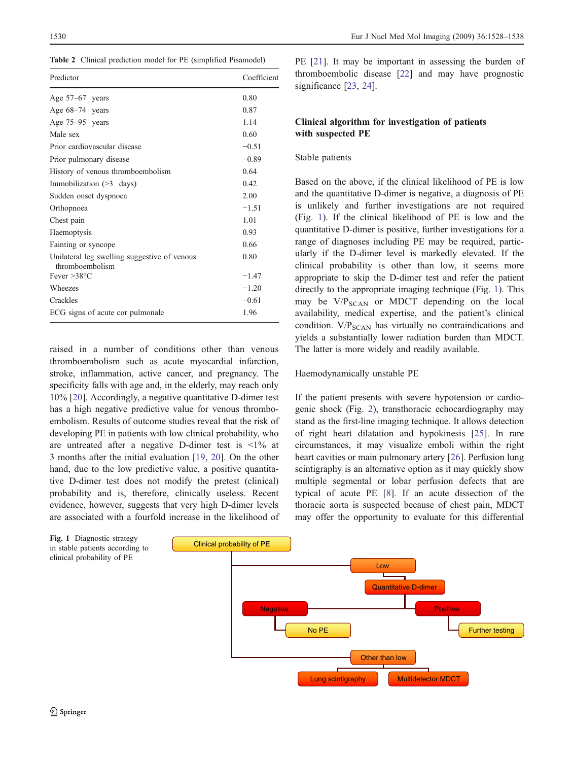**Table 2** Clinical prediction model for PE (simplified Pisamodel)

| Predictor | Coefficient |
|---|---|
| Age 57–67 years | 0.80 |
| Age 68–74 years | 0.87 |
| Age 75–95 years | 1.14 |
| Male sex | 0.60 |
| Prior cardiovascular disease | −0.51 |
| Prior pulmonary disease | −0.89 |
| History of venous thromboembolism | 0.64 |
| Immobilization (>3 days) | 0.42 |
| Sudden onset dyspnoea | 2.00 |
| Orthopnoea | −1.51 |
| Chest pain | 1.01 |
| Haemoptysis | 0.93 |
| Fainting or syncope | 0.66 |
| Unilateral leg swelling suggestive of venous thromboembolism | 0.80 |
| Fever >38°C | −1.47 |
| Wheezes | −1.20 |
| Crackles | −0.61 |
| ECG signs of acute cor pulmonale | 1.96 |

raised in a number of conditions other than venous thromboembolism such as acute myocardial infarction, stroke, inflammation, active cancer, and pregnancy. The specificity falls with age and, in the elderly, may reach only 10% [20]. Accordingly, a negative quantitative D-dimer test has a high negative predictive value for venous thromboembolism. Results of outcome studies reveal that the risk of developing PE in patients with low clinical probability, who are untreated after a negative D-dimer test is <1% at 3 months after the initial evaluation [19, 20]. On the other hand, due to the low predictive value, a positive quantitative D-dimer test does not modify the pretest (clinical) probability and is, therefore, clinically useless. Recent evidence, however, suggests that very high D-dimer levels are associated with a fourfold increase in the likelihood of PE [21]. It may be important in assessing the burden of thromboembolic disease [22] and may have prognostic significance [23, 24].

## Clinical algorithm for investigation of patients with suspected PE

### Stable patients

Based on the above, if the clinical likelihood of PE is low and the quantitative D-dimer is negative, a diagnosis of PE is unlikely and further investigations are not required (Fig. 1). If the clinical likelihood of PE is low and the quantitative D-dimer is positive, further investigations for a range of diagnoses including PE may be required, particularly if the D-dimer level is markedly elevated. If the clinical probability is other than low, it seems more appropriate to skip the D-dimer test and refer the patient directly to the appropriate imaging technique (Fig. 1). This may be $V/P_{SCAN}$ or MDCT depending on the local availability, medical expertise, and the patient's clinical condition. $V/P_{SCAN}$ has virtually no contraindications and yields a substantially lower radiation burden than MDCT. The latter is more widely and readily available.

### Haemodynamically unstable PE

If the patient presents with severe hypotension or cardiogenic shock (Fig. 2), transthoracic echocardiography may stand as the first-line imaging technique. It allows detection of right heart dilatation and hypokinesis [25]. In rare circumstances, it may visualize emboli within the right heart cavities or main pulmonary artery [26]. Perfusion lung scintigraphy is an alternative option as it may quickly show multiple segmental or lobar perfusion defects that are typical of acute PE [8]. If an acute dissection of the thoracic aorta is suspected because of chest pain, MDCT may offer the opportunity to evaluate for this differential

Clinical probability of PE → Low → Quantitative D-dimer → Negative → No PE; Positive → Further testing. Other than low → Lung scintigraphy; Multidetector MDCT

**Fig. 1** Diagnostic strategy in stable patients according to clinical probability of PE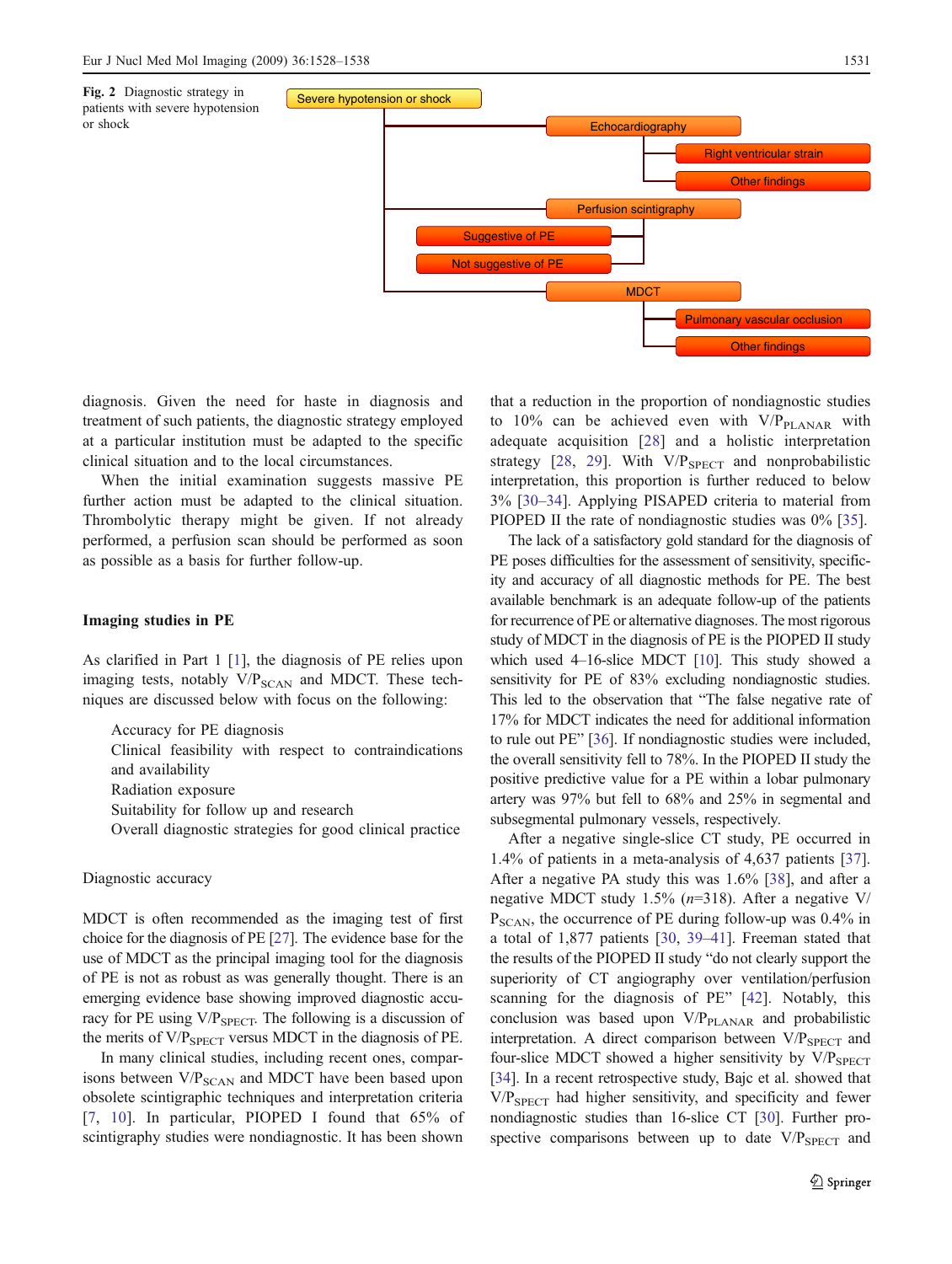Fig. 2 Diagnostic strategy in patients with severe hypotension or shock

- Severe hypotension or shock
  - Echocardiography
    - Right ventricular strain
    - Other findings
  - Perfusion scintigraphy
    - Suggestive of PE
    - Not suggestive of PE
  - MDCT
    - Pulmonary vascular occlusion
    - Other findings

diagnosis. Given the need for haste in diagnosis and treatment of such patients, the diagnostic strategy employed at a particular institution must be adapted to the specific clinical situation and to the local circumstances.

When the initial examination suggests massive PE further action must be adapted to the clinical situation. Thrombolytic therapy might be given. If not already performed, a perfusion scan should be performed as soon as possible as a basis for further follow-up.

## Imaging studies in PE

As clarified in Part 1 [1], the diagnosis of PE relies upon imaging tests, notably $V/P_{SCAN}$ and MDCT. These techniques are discussed below with focus on the following:

- Accuracy for PE diagnosis
- Clinical feasibility with respect to contraindications and availability
- Radiation exposure
- Suitability for follow up and research
- Overall diagnostic strategies for good clinical practice

### Diagnostic accuracy

MDCT is often recommended as the imaging test of first choice for the diagnosis of PE [27]. The evidence base for the use of MDCT as the principal imaging tool for the diagnosis of PE is not as robust as was generally thought. There is an emerging evidence base showing improved diagnostic accuracy for PE using $V/P_{SPECT}$. The following is a discussion of the merits of $V/P_{SPECT}$ versus MDCT in the diagnosis of PE.

In many clinical studies, including recent ones, comparisons between $V/P_{SCAN}$ and MDCT have been based upon obsolete scintigraphic techniques and interpretation criteria [7, 10]. In particular, PIOPED I found that 65% of scintigraphy studies were nondiagnostic. It has been shown that a reduction in the proportion of nondiagnostic studies to 10% can be achieved even with $V/P_{PLANAR}$ with adequate acquisition [28] and a holistic interpretation strategy [28, 29]. With $V/P_{SPECT}$ and nonprobabilistic interpretation, this proportion is further reduced to below 3% [30–34]. Applying PISAPED criteria to material from PIOPED II the rate of nondiagnostic studies was 0% [35].

The lack of a satisfactory gold standard for the diagnosis of PE poses difficulties for the assessment of sensitivity, specificity and accuracy of all diagnostic methods for PE. The best available benchmark is an adequate follow-up of the patients for recurrence of PE or alternative diagnoses. The most rigorous study of MDCT in the diagnosis of PE is the PIOPED II study which used 4–16-slice MDCT [10]. This study showed a sensitivity for PE of 83% excluding nondiagnostic studies. This led to the observation that "The false negative rate of 17% for MDCT indicates the need for additional information to rule out PE" [36]. If nondiagnostic studies were included, the overall sensitivity fell to 78%. In the PIOPED II study the positive predictive value for a PE within a lobar pulmonary artery was 97% but fell to 68% and 25% in segmental and subsegmental pulmonary vessels, respectively.

After a negative single-slice CT study, PE occurred in 1.4% of patients in a meta-analysis of 4,637 patients [37]. After a negative PA study this was 1.6% [38], and after a negative MDCT study 1.5% ($n$=318). After a negative $V/P_{SCAN}$, the occurrence of PE during follow-up was 0.4% in a total of 1,877 patients [30, 39–41]. Freeman stated that the results of the PIOPED II study "do not clearly support the superiority of CT angiography over ventilation/perfusion scanning for the diagnosis of PE" [42]. Notably, this conclusion was based upon $V/P_{PLANAR}$ and probabilistic interpretation. A direct comparison between $V/P_{SPECT}$ and four-slice MDCT showed a higher sensitivity by $V/P_{SPECT}$ [34]. In a recent retrospective study, Bajc et al. showed that $V/P_{SPECT}$ had higher sensitivity, and specificity and fewer nondiagnostic studies than 16-slice CT [30]. Further prospective comparisons between up to date $V/P_{SPECT}$ and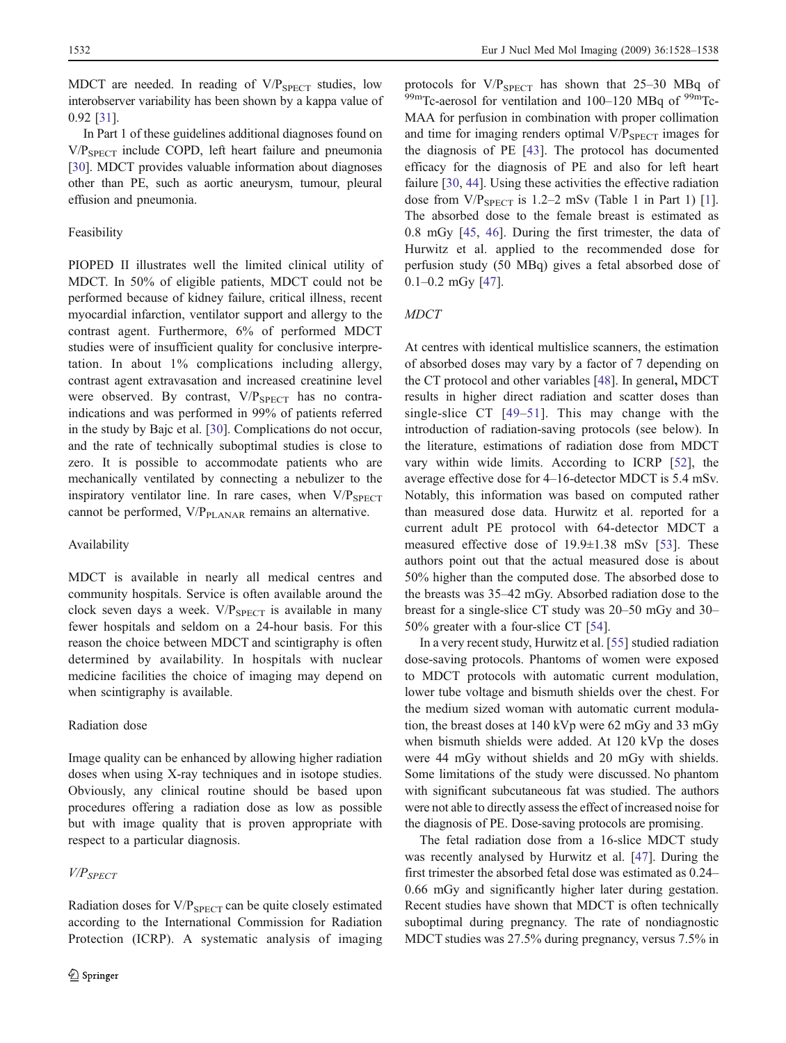MDCT are needed. In reading of $V/P_{SPECT}$ studies, low interobserver variability has been shown by a kappa value of 0.92 [31].

In Part 1 of these guidelines additional diagnoses found on $V/P_{SPECT}$ include COPD, left heart failure and pneumonia [30]. MDCT provides valuable information about diagnoses other than PE, such as aortic aneurysm, tumour, pleural effusion and pneumonia.

### Feasibility

PIOPED II illustrates well the limited clinical utility of MDCT. In 50% of eligible patients, MDCT could not be performed because of kidney failure, critical illness, recent myocardial infarction, ventilator support and allergy to the contrast agent. Furthermore, 6% of performed MDCT studies were of insufficient quality for conclusive interpretation. In about 1% complications including allergy, contrast agent extravasation and increased creatinine level were observed. By contrast, $V/P_{SPECT}$ has no contraindications and was performed in 99% of patients referred in the study by Bajc et al. [30]. Complications do not occur, and the rate of technically suboptimal studies is close to zero. It is possible to accommodate patients who are mechanically ventilated by connecting a nebulizer to the inspiratory ventilator line. In rare cases, when $V/P_{SPECT}$ cannot be performed, $V/P_{PLANAR}$ remains an alternative.

### Availability

MDCT is available in nearly all medical centres and community hospitals. Service is often available around the clock seven days a week. $V/P_{SPECT}$ is available in many fewer hospitals and seldom on a 24-hour basis. For this reason the choice between MDCT and scintigraphy is often determined by availability. In hospitals with nuclear medicine facilities the choice of imaging may depend on when scintigraphy is available.

### Radiation dose

Image quality can be enhanced by allowing higher radiation doses when using X-ray techniques and in isotope studies. Obviously, any clinical routine should be based upon procedures offering a radiation dose as low as possible but with image quality that is proven appropriate with respect to a particular diagnosis.

#### *$V/P_{SPECT}$*

Radiation doses for $V/P_{SPECT}$ can be quite closely estimated according to the International Commission for Radiation Protection (ICRP). A systematic analysis of imaging protocols for $V/P_{SPECT}$ has shown that 25–30 MBq of $^{99m}$Tc-aerosol for ventilation and 100–120 MBq of $^{99m}$Tc-MAA for perfusion in combination with proper collimation and time for imaging renders optimal $V/P_{SPECT}$ images for the diagnosis of PE [43]. The protocol has documented efficacy for the diagnosis of PE and also for left heart failure [30, 44]. Using these activities the effective radiation dose from $V/P_{SPECT}$ is 1.2–2 mSv (Table 1 in Part 1) [1]. The absorbed dose to the female breast is estimated as 0.8 mGy [45, 46]. During the first trimester, the data of Hurwitz et al. applied to the recommended dose for perfusion study (50 MBq) gives a fetal absorbed dose of 0.1–0.2 mGy [47].

#### *MDCT*

At centres with identical multislice scanners, the estimation of absorbed doses may vary by a factor of 7 depending on the CT protocol and other variables [48]. In general, MDCT results in higher direct radiation and scatter doses than single-slice CT [49–51]. This may change with the introduction of radiation-saving protocols (see below). In the literature, estimations of radiation dose from MDCT vary within wide limits. According to ICRP [52], the average effective dose for 4–16-detector MDCT is 5.4 mSv. Notably, this information was based on computed rather than measured dose data. Hurwitz et al. reported for a current adult PE protocol with 64-detector MDCT a measured effective dose of 19.9±1.38 mSv [53]. These authors point out that the actual measured dose is about 50% higher than the computed dose. The absorbed dose to the breasts was 35–42 mGy. Absorbed radiation dose to the breast for a single-slice CT study was 20–50 mGy and 30–50% greater with a four-slice CT [54].

In a very recent study, Hurwitz et al. [55] studied radiation dose-saving protocols. Phantoms of women were exposed to MDCT protocols with automatic current modulation, lower tube voltage and bismuth shields over the chest. For the medium sized woman with automatic current modulation, the breast doses at 140 kVp were 62 mGy and 33 mGy when bismuth shields were added. At 120 kVp the doses were 44 mGy without shields and 20 mGy with shields. Some limitations of the study were discussed. No phantom with significant subcutaneous fat was studied. The authors were not able to directly assess the effect of increased noise for the diagnosis of PE. Dose-saving protocols are promising.

The fetal radiation dose from a 16-slice MDCT study was recently analysed by Hurwitz et al. [47]. During the first trimester the absorbed fetal dose was estimated as 0.24–0.66 mGy and significantly higher later during gestation. Recent studies have shown that MDCT is often technically suboptimal during pregnancy. The rate of nondiagnostic MDCT studies was 27.5% during pregnancy, versus 7.5% in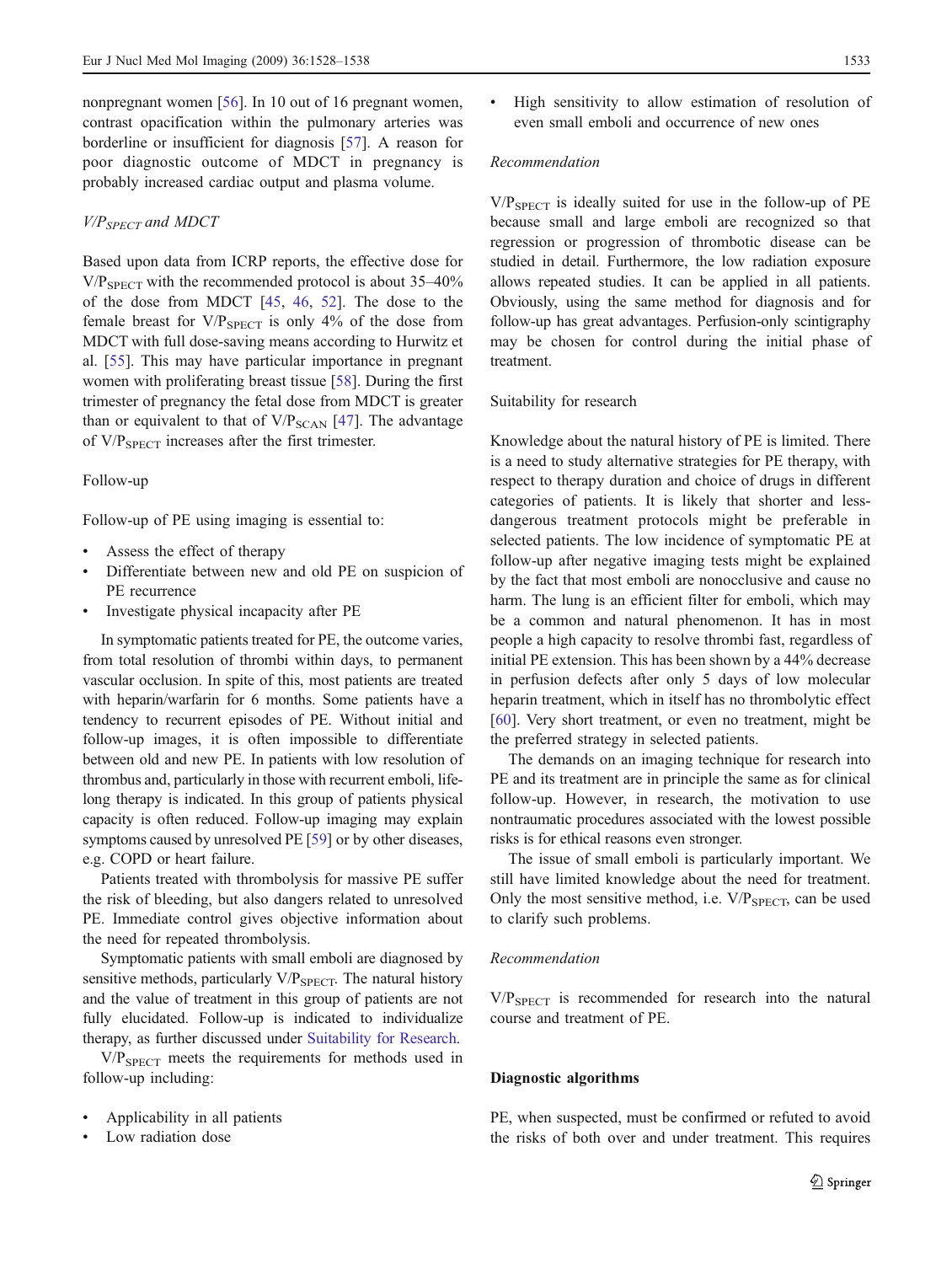nonpregnant women [56]. In 10 out of 16 pregnant women, contrast opacification within the pulmonary arteries was borderline or insufficient for diagnosis [57]. A reason for poor diagnostic outcome of MDCT in pregnancy is probably increased cardiac output and plasma volume.

### *V/P$_{SPECT}$ and MDCT*

Based upon data from ICRP reports, the effective dose for V/P$_{SPECT}$ with the recommended protocol is about 35–40% of the dose from MDCT [45, 46, 52]. The dose to the female breast for V/P$_{SPECT}$ is only 4% of the dose from MDCT with full dose-saving means according to Hurwitz et al. [55]. This may have particular importance in pregnant women with proliferating breast tissue [58]. During the first trimester of pregnancy the fetal dose from MDCT is greater than or equivalent to that of V/P$_{SCAN}$ [47]. The advantage of V/P$_{SPECT}$ increases after the first trimester.

### Follow-up

Follow-up of PE using imaging is essential to:

- Assess the effect of therapy
- Differentiate between new and old PE on suspicion of PE recurrence
- Investigate physical incapacity after PE

In symptomatic patients treated for PE, the outcome varies, from total resolution of thrombi within days, to permanent vascular occlusion. In spite of this, most patients are treated with heparin/warfarin for 6 months. Some patients have a tendency to recurrent episodes of PE. Without initial and follow-up images, it is often impossible to differentiate between old and new PE. In patients with low resolution of thrombus and, particularly in those with recurrent emboli, life-long therapy is indicated. In this group of patients physical capacity is often reduced. Follow-up imaging may explain symptoms caused by unresolved PE [59] or by other diseases, e.g. COPD or heart failure.

Patients treated with thrombolysis for massive PE suffer the risk of bleeding, but also dangers related to unresolved PE. Immediate control gives objective information about the need for repeated thrombolysis.

Symptomatic patients with small emboli are diagnosed by sensitive methods, particularly V/P$_{SPECT}$. The natural history and the value of treatment in this group of patients are not fully elucidated. Follow-up is indicated to individualize therapy, as further discussed under Suitability for Research.

V/P$_{SPECT}$ meets the requirements for methods used in follow-up including:

- Applicability in all patients
- Low radiation dose
- High sensitivity to allow estimation of resolution of even small emboli and occurrence of new ones

#### *Recommendation*

V/P$_{SPECT}$ is ideally suited for use in the follow-up of PE because small and large emboli are recognized so that regression or progression of thrombotic disease can be studied in detail. Furthermore, the low radiation exposure allows repeated studies. It can be applied in all patients. Obviously, using the same method for diagnosis and for follow-up has great advantages. Perfusion-only scintigraphy may be chosen for control during the initial phase of treatment.

### Suitability for research

Knowledge about the natural history of PE is limited. There is a need to study alternative strategies for PE therapy, with respect to therapy duration and choice of drugs in different categories of patients. It is likely that shorter and less-dangerous treatment protocols might be preferable in selected patients. The low incidence of symptomatic PE at follow-up after negative imaging tests might be explained by the fact that most emboli are nonocclusive and cause no harm. The lung is an efficient filter for emboli, which may be a common and natural phenomenon. It has in most people a high capacity to resolve thrombi fast, regardless of initial PE extension. This has been shown by a 44% decrease in perfusion defects after only 5 days of low molecular heparin treatment, which in itself has no thrombolytic effect [60]. Very short treatment, or even no treatment, might be the preferred strategy in selected patients.

The demands on an imaging technique for research into PE and its treatment are in principle the same as for clinical follow-up. However, in research, the motivation to use nontraumatic procedures associated with the lowest possible risks is for ethical reasons even stronger.

The issue of small emboli is particularly important. We still have limited knowledge about the need for treatment. Only the most sensitive method, i.e. V/P$_{SPECT}$, can be used to clarify such problems.

#### *Recommendation*

V/P$_{SPECT}$ is recommended for research into the natural course and treatment of PE.

## Diagnostic algorithms

PE, when suspected, must be confirmed or refuted to avoid the risks of both over and under treatment. This requires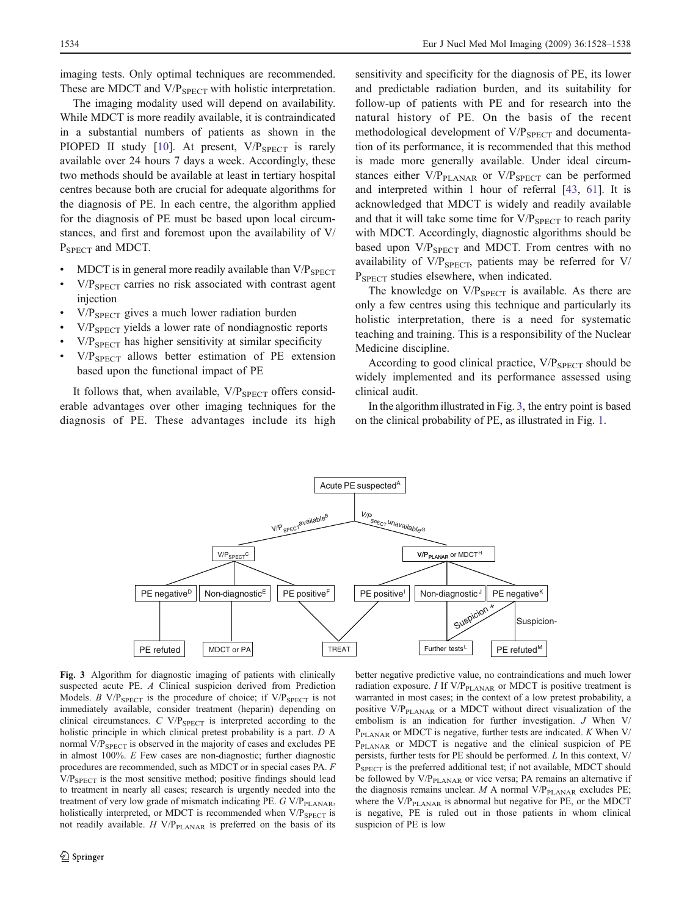imaging tests. Only optimal techniques are recommended. These are MDCT and $V/P_{SPECT}$ with holistic interpretation.

The imaging modality used will depend on availability. While MDCT is more readily available, it is contraindicated in a substantial numbers of patients as shown in the PIOPED II study [10]. At present, $V/P_{SPECT}$ is rarely available over 24 hours 7 days a week. Accordingly, these two methods should be available at least in tertiary hospital centres because both are crucial for adequate algorithms for the diagnosis of PE. In each centre, the algorithm applied for the diagnosis of PE must be based upon local circumstances, and first and foremost upon the availability of $V/P_{SPECT}$ and MDCT.

- MDCT is in general more readily available than $V/P_{SPECT}$
- $V/P_{SPECT}$ carries no risk associated with contrast agent injection
- $V/P_{SPECT}$ gives a much lower radiation burden
- $V/P_{SPECT}$ yields a lower rate of nondiagnostic reports
- $V/P_{SPECT}$ has higher sensitivity at similar specificity
- $V/P_{SPECT}$ allows better estimation of PE extension based upon the functional impact of PE

It follows that, when available, $V/P_{SPECT}$ offers considerable advantages over other imaging techniques for the diagnosis of PE. These advantages include its high sensitivity and specificity for the diagnosis of PE, its lower and predictable radiation burden, and its suitability for follow-up of patients with PE and for research into the natural history of PE. On the basis of the recent methodological development of $V/P_{SPECT}$ and documentation of its performance, it is recommended that this method is made more generally available. Under ideal circumstances either $V/P_{PLANAR}$ or $V/P_{SPECT}$ can be performed and interpreted within 1 hour of referral [43, 61]. It is acknowledged that MDCT is widely and readily available and that it will take some time for $V/P_{SPECT}$ to reach parity with MDCT. Accordingly, diagnostic algorithms should be based upon $V/P_{SPECT}$ and MDCT. From centres with no availability of $V/P_{SPECT}$, patients may be referred for $V/P_{SPECT}$ studies elsewhere, when indicated.

The knowledge on $V/P_{SPECT}$ is available. As there are only a few centres using this technique and particularly its holistic interpretation, there is a need for systematic teaching and training. This is a responsibility of the Nuclear Medicine discipline.

According to good clinical practice, $V/P_{SPECT}$ should be widely implemented and its performance assessed using clinical audit.

In the algorithm illustrated in Fig. 3, the entry point is based on the clinical probability of PE, as illustrated in Fig. 1.

Acute PE suspected[A]

- $V/P_{SPECT}$ available[B] → $V/P_{SPECT}$[C]
  - PE negative[D] → PE refuted
  - Non-diagnostic[E] → MDCT or PA
  - PE positive[F] → TREAT
- $V/P_{SPECT}$ unavailable[G] → $V/P_{PLANAR}$ or MDCT[H]
  - PE positive[I] → TREAT
  - Non-diagnostic[J] → Further tests[L]
  - PE negative[K] → Suspicion + → Further tests[L]; Suspicion- → PE refuted[M]

**Fig. 3** Algorithm for diagnostic imaging of patients with clinically suspected acute PE. *A* Clinical suspicion derived from Prediction Models. *B* $V/P_{SPECT}$ is the procedure of choice; if $V/P_{SPECT}$ is not immediately available, consider treatment (heparin) depending on clinical circumstances. *C* $V/P_{SPECT}$ is interpreted according to the holistic principle in which clinical pretest probability is a part. *D* A normal $V/P_{SPECT}$ is observed in the majority of cases and excludes PE in almost 100%. *E* Few cases are non-diagnostic; further diagnostic procedures are recommended, such as MDCT or in special cases PA. *F* $V/P_{SPECT}$ is the most sensitive method; positive findings should lead to treatment in nearly all cases; research is urgently needed into the treatment of very low grade of mismatch indicating PE. *G* $V/P_{PLANAR}$, holistically interpreted, or MDCT is recommended when $V/P_{SPECT}$ is not readily available. *H* $V/P_{PLANAR}$ is preferred on the basis of its better negative predictive value, no contraindications and much lower radiation exposure. *I* If $V/P_{PLANAR}$ or MDCT is positive treatment is warranted in most cases; in the context of a low pretest probability, a positive $V/P_{PLANAR}$ or a MDCT without direct visualization of the embolism is an indication for further investigation. *J* When $V/P_{PLANAR}$ or MDCT is negative, further tests are indicated. *K* When $V/P_{PLANAR}$ or MDCT is negative and the clinical suspicion of PE persists, further tests for PE should be performed. *L* In this context, $V/P_{SPECT}$ is the preferred additional test; if not available, MDCT should be followed by $V/P_{PLANAR}$ or vice versa; PA remains an alternative if the diagnosis remains unclear. *M* A normal $V/P_{PLANAR}$ excludes PE; where the $V/P_{PLANAR}$ is abnormal but negative for PE, or the MDCT is negative, PE is ruled out in those patients in whom clinical suspicion of PE is low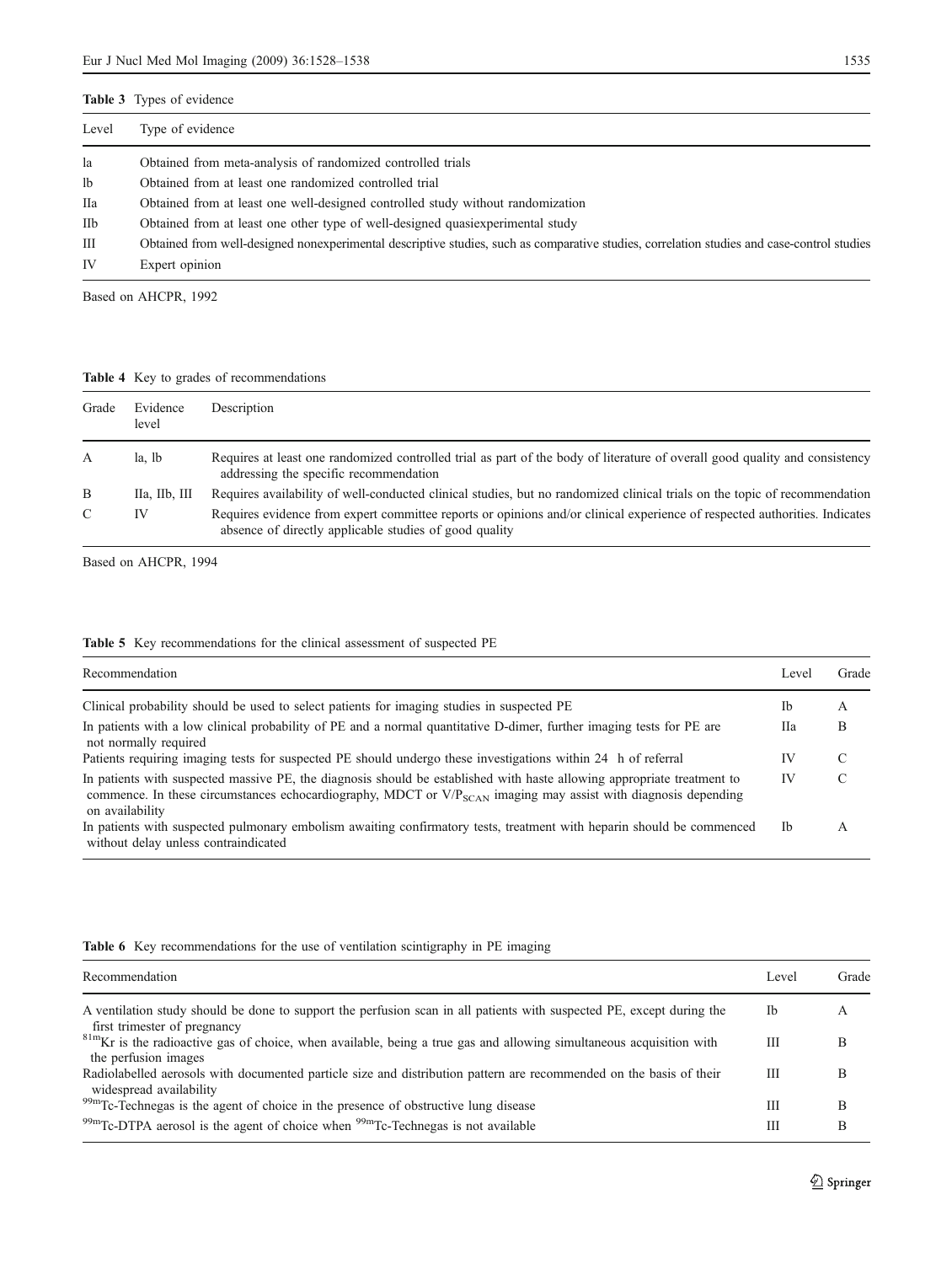**Table 3** Types of evidence

| Level | Type of evidence |
|---|---|
| Ia | Obtained from meta-analysis of randomized controlled trials |
| Ib | Obtained from at least one randomized controlled trial |
| IIa | Obtained from at least one well-designed controlled study without randomization |
| IIb | Obtained from at least one other type of well-designed quasiexperimental study |
| III | Obtained from well-designed nonexperimental descriptive studies, such as comparative studies, correlation studies and case-control studies |
| IV | Expert opinion |

Based on AHCPR, 1992

**Table 4** Key to grades of recommendations

| Grade | Evidence level | Description |
|---|---|---|
| A | Ia, Ib | Requires at least one randomized controlled trial as part of the body of literature of overall good quality and consistency addressing the specific recommendation |
| B | IIa, IIb, III | Requires availability of well-conducted clinical studies, but no randomized clinical trials on the topic of recommendation |
| C | IV | Requires evidence from expert committee reports or opinions and/or clinical experience of respected authorities. Indicates absence of directly applicable studies of good quality |

Based on AHCPR, 1994

**Table 5** Key recommendations for the clinical assessment of suspected PE

| Recommendation | Level | Grade |
|---|---|---|
| Clinical probability should be used to select patients for imaging studies in suspected PE | Ib | A |
| In patients with a low clinical probability of PE and a normal quantitative D-dimer, further imaging tests for PE are not normally required | IIa | B |
| Patients requiring imaging tests for suspected PE should undergo these investigations within 24 h of referral | IV | C |
| In patients with suspected massive PE, the diagnosis should be established with haste allowing appropriate treatment to commence. In these circumstances echocardiography, MDCT or $V/P_{SCAN}$ imaging may assist with diagnosis depending on availability | IV | C |
| In patients with suspected pulmonary embolism awaiting confirmatory tests, treatment with heparin should be commenced without delay unless contraindicated | Ib | A |

**Table 6** Key recommendations for the use of ventilation scintigraphy in PE imaging

| Recommendation | Level | Grade |
|---|---|---|
| A ventilation study should be done to support the perfusion scan in all patients with suspected PE, except during the first trimester of pregnancy | Ib | A |
| $^{81m}$Kr is the radioactive gas of choice, when available, being a true gas and allowing simultaneous acquisition with the perfusion images | III | B |
| Radiolabelled aerosols with documented particle size and distribution pattern are recommended on the basis of their widespread availability | III | B |
| $^{99m}$Tc-Technegas is the agent of choice in the presence of obstructive lung disease | III | B |
| $^{99m}$Tc-DTPA aerosol is the agent of choice when $^{99m}$Tc-Technegas is not available | III | B |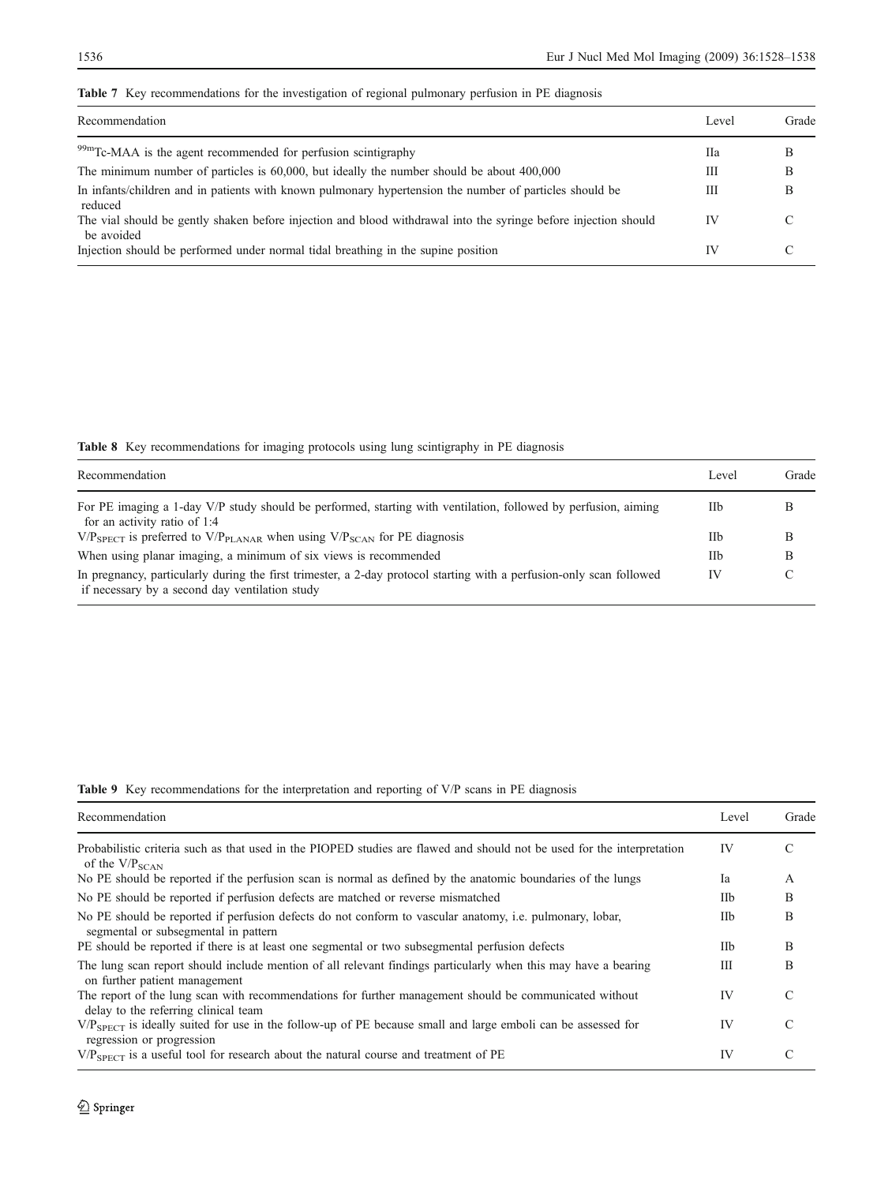**Table 7** Key recommendations for the investigation of regional pulmonary perfusion in PE diagnosis

| Recommendation | Level | Grade |
|---|---|---|
| $^{99m}$Tc-MAA is the agent recommended for perfusion scintigraphy | IIa | B |
| The minimum number of particles is 60,000, but ideally the number should be about 400,000 | III | B |
| In infants/children and in patients with known pulmonary hypertension the number of particles should be reduced | III | B |
| The vial should be gently shaken before injection and blood withdrawal into the syringe before injection should be avoided | IV | C |
| Injection should be performed under normal tidal breathing in the supine position | IV | C |

**Table 8** Key recommendations for imaging protocols using lung scintigraphy in PE diagnosis

| Recommendation | Level | Grade |
|---|---|---|
| For PE imaging a 1-day V/P study should be performed, starting with ventilation, followed by perfusion, aiming for an activity ratio of 1:4 | IIb | B |
| $V/P_{SPECT}$ is preferred to $V/P_{PLANAR}$ when using $V/P_{SCAN}$ for PE diagnosis | IIb | B |
| When using planar imaging, a minimum of six views is recommended | IIb | B |
| In pregnancy, particularly during the first trimester, a 2-day protocol starting with a perfusion-only scan followed if necessary by a second day ventilation study | IV | C |

**Table 9** Key recommendations for the interpretation and reporting of V/P scans in PE diagnosis

| Recommendation | Level | Grade |
|---|---|---|
| Probabilistic criteria such as that used in the PIOPED studies are flawed and should not be used for the interpretation of the $V/P_{SCAN}$ | IV | C |
| No PE should be reported if the perfusion scan is normal as defined by the anatomic boundaries of the lungs | Ia | A |
| No PE should be reported if perfusion defects are matched or reverse mismatched | IIb | B |
| No PE should be reported if perfusion defects do not conform to vascular anatomy, i.e. pulmonary, lobar, segmental or subsegmental in pattern | IIb | B |
| PE should be reported if there is at least one segmental or two subsegmental perfusion defects | IIb | B |
| The lung scan report should include mention of all relevant findings particularly when this may have a bearing on further patient management | III | B |
| The report of the lung scan with recommendations for further management should be communicated without delay to the referring clinical team | IV | C |
| $V/P_{SPECT}$ is ideally suited for use in the follow-up of PE because small and large emboli can be assessed for regression or progression | IV | C |
| $V/P_{SPECT}$ is a useful tool for research about the natural course and treatment of PE | IV | C |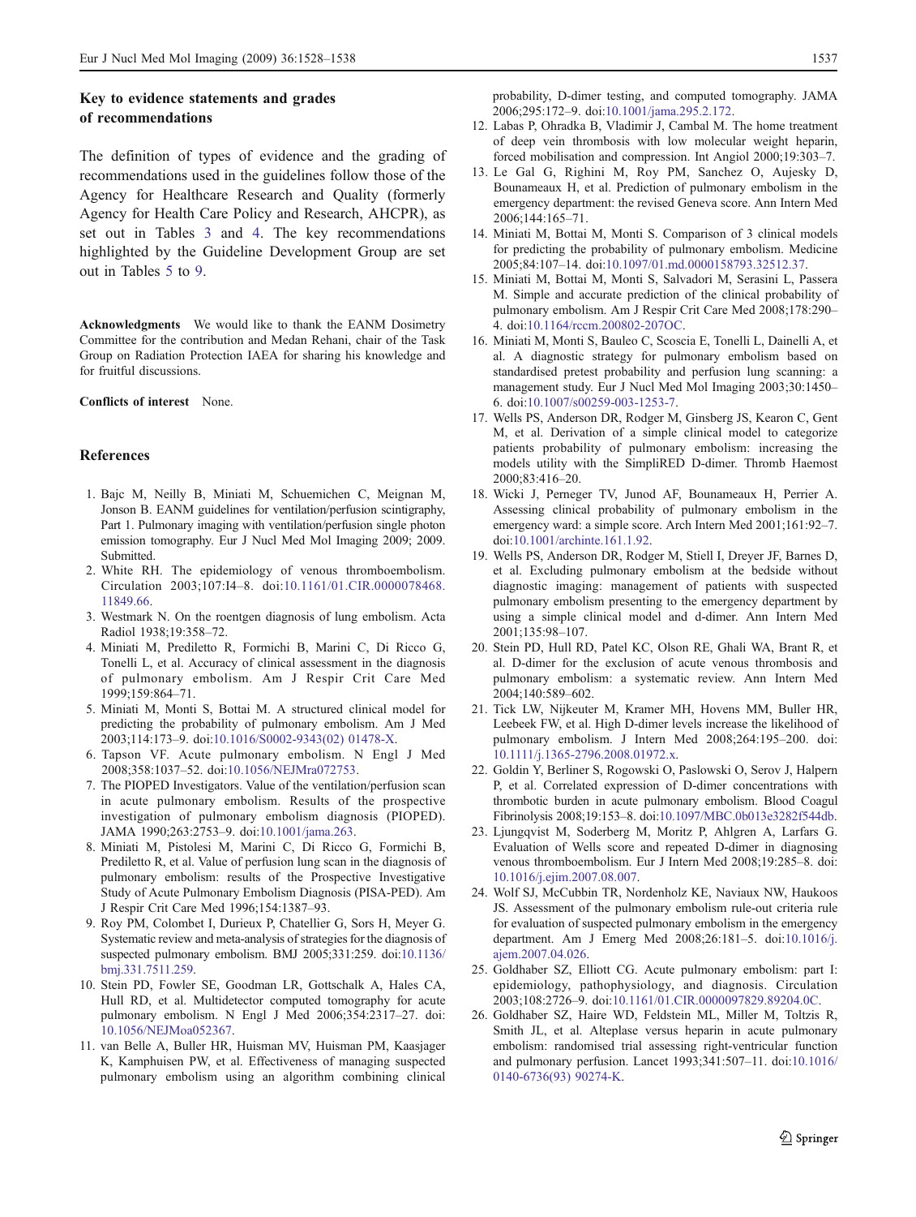### Key to evidence statements and grades of recommendations

The definition of types of evidence and the grading of recommendations used in the guidelines follow those of the Agency for Healthcare Research and Quality (formerly Agency for Health Care Policy and Research, AHCPR), as set out in Tables 3 and 4. The key recommendations highlighted by the Guideline Development Group are set out in Tables 5 to 9.

**Acknowledgments** We would like to thank the EANM Dosimetry Committee for the contribution and Medan Rehani, chair of the Task Group on Radiation Protection IAEA for sharing his knowledge and for fruitful discussions.

**Conflicts of interest** None.

## References

1. Bajc M, Neilly B, Miniati M, Schuemichen C, Meignan M, Jonson B. EANM guidelines for ventilation/perfusion scintigraphy, Part 1. Pulmonary imaging with ventilation/perfusion single photon emission tomography. Eur J Nucl Med Mol Imaging 2009; 2009. Submitted.
2. White RH. The epidemiology of venous thromboembolism. Circulation 2003;107:I4–8. doi:10.1161/01.CIR.0000078468.11849.66.
3. Westmark N. On the roentgen diagnosis of lung embolism. Acta Radiol 1938;19:358–72.
4. Miniati M, Prediletto R, Formichi B, Marini C, Di Ricco G, Tonelli L, et al. Accuracy of clinical assessment in the diagnosis of pulmonary embolism. Am J Respir Crit Care Med 1999;159:864–71.
5. Miniati M, Monti S, Bottai M. A structured clinical model for predicting the probability of pulmonary embolism. Am J Med 2003;114:173–9. doi:10.1016/S0002-9343(02) 01478-X.
6. Tapson VF. Acute pulmonary embolism. N Engl J Med 2008;358:1037–52. doi:10.1056/NEJMra072753.
7. The PIOPED Investigators. Value of the ventilation/perfusion scan in acute pulmonary embolism. Results of the prospective investigation of pulmonary embolism diagnosis (PIOPED). JAMA 1990;263:2753–9. doi:10.1001/jama.263.
8. Miniati M, Pistolesi M, Marini C, Di Ricco G, Formichi B, Prediletto R, et al. Value of perfusion lung scan in the diagnosis of pulmonary embolism: results of the Prospective Investigative Study of Acute Pulmonary Embolism Diagnosis (PISA-PED). Am J Respir Crit Care Med 1996;154:1387–93.
9. Roy PM, Colombet I, Durieux P, Chatellier G, Sors H, Meyer G. Systematic review and meta-analysis of strategies for the diagnosis of suspected pulmonary embolism. BMJ 2005;331:259. doi:10.1136/bmj.331.7511.259.
10. Stein PD, Fowler SE, Goodman LR, Gottschalk A, Hales CA, Hull RD, et al. Multidetector computed tomography for acute pulmonary embolism. N Engl J Med 2006;354:2317–27. doi:10.1056/NEJMoa052367.
11. van Belle A, Buller HR, Huisman MV, Huisman PM, Kaasjager K, Kamphuisen PW, et al. Effectiveness of managing suspected pulmonary embolism using an algorithm combining clinical probability, D-dimer testing, and computed tomography. JAMA 2006;295:172–9. doi:10.1001/jama.295.2.172.
12. Labas P, Ohradka B, Vladimir J, Cambal M. The home treatment of deep vein thrombosis with low molecular weight heparin, forced mobilisation and compression. Int Angiol 2000;19:303–7.
13. Le Gal G, Righini M, Roy PM, Sanchez O, Aujesky D, Bounameaux H, et al. Prediction of pulmonary embolism in the emergency department: the revised Geneva score. Ann Intern Med 2006;144:165–71.
14. Miniati M, Bottai M, Monti S. Comparison of 3 clinical models for predicting the probability of pulmonary embolism. Medicine 2005;84:107–14. doi:10.1097/01.md.0000158793.32512.37.
15. Miniati M, Bottai M, Monti S, Salvadori M, Serasini L, Passera M. Simple and accurate prediction of the clinical probability of pulmonary embolism. Am J Respir Crit Care Med 2008;178:290–4. doi:10.1164/rccm.200802-207OC.
16. Miniati M, Monti S, Bauleo C, Scoscia E, Tonelli L, Dainelli A, et al. A diagnostic strategy for pulmonary embolism based on standardised pretest probability and perfusion lung scanning: a management study. Eur J Nucl Med Mol Imaging 2003;30:1450–6. doi:10.1007/s00259-003-1253-7.
17. Wells PS, Anderson DR, Rodger M, Ginsberg JS, Kearon C, Gent M, et al. Derivation of a simple clinical model to categorize patients probability of pulmonary embolism: increasing the models utility with the SimpliRED D-dimer. Thromb Haemost 2000;83:416–20.
18. Wicki J, Perneger TV, Junod AF, Bounameaux H, Perrier A. Assessing clinical probability of pulmonary embolism in the emergency ward: a simple score. Arch Intern Med 2001;161:92–7. doi:10.1001/archinte.161.1.92.
19. Wells PS, Anderson DR, Rodger M, Stiell I, Dreyer JF, Barnes D, et al. Excluding pulmonary embolism at the bedside without diagnostic imaging: management of patients with suspected pulmonary embolism presenting to the emergency department by using a simple clinical model and d-dimer. Ann Intern Med 2001;135:98–107.
20. Stein PD, Hull RD, Patel KC, Olson RE, Ghali WA, Brant R, et al. D-dimer for the exclusion of acute venous thrombosis and pulmonary embolism: a systematic review. Ann Intern Med 2004;140:589–602.
21. Tick LW, Nijkeuter M, Kramer MH, Hovens MM, Buller HR, Leebeek FW, et al. High D-dimer levels increase the likelihood of pulmonary embolism. J Intern Med 2008;264:195–200. doi:10.1111/j.1365-2796.2008.01972.x.
22. Goldin Y, Berliner S, Rogowski O, Paslowski O, Serov J, Halpern P, et al. Correlated expression of D-dimer concentrations with thrombotic burden in acute pulmonary embolism. Blood Coagul Fibrinolysis 2008;19:153–8. doi:10.1097/MBC.0b013e3282f544db.
23. Ljungqvist M, Soderberg M, Moritz P, Ahlgren A, Larfars G. Evaluation of Wells score and repeated D-dimer in diagnosing venous thromboembolism. Eur J Intern Med 2008;19:285–8. doi:10.1016/j.ejim.2007.08.007.
24. Wolf SJ, McCubbin TR, Nordenholz KE, Naviaux NW, Haukoos JS. Assessment of the pulmonary embolism rule-out criteria rule for evaluation of suspected pulmonary embolism in the emergency department. Am J Emerg Med 2008;26:181–5. doi:10.1016/j.ajem.2007.04.026.
25. Goldhaber SZ, Elliott CG. Acute pulmonary embolism: part I: epidemiology, pathophysiology, and diagnosis. Circulation 2003;108:2726–9. doi:10.1161/01.CIR.0000097829.89204.0C.
26. Goldhaber SZ, Haire WD, Feldstein ML, Miller M, Toltzis R, Smith JL, et al. Alteplase versus heparin in acute pulmonary embolism: randomised trial assessing right-ventricular function and pulmonary perfusion. Lancet 1993;341:507–11. doi:10.1016/0140-6736(93) 90274-K.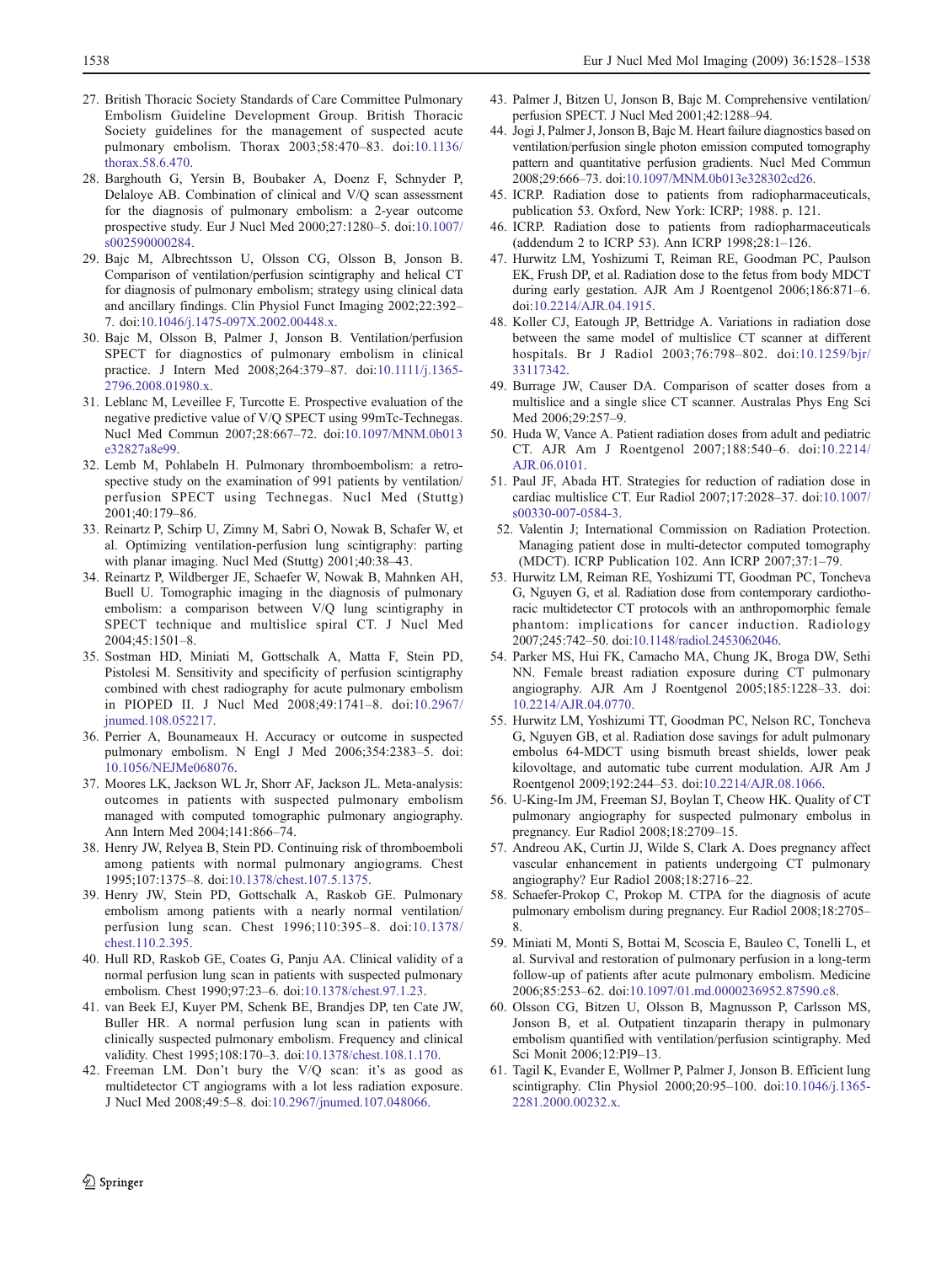27. British Thoracic Society Standards of Care Committee Pulmonary Embolism Guideline Development Group. British Thoracic Society guidelines for the management of suspected acute pulmonary embolism. Thorax 2003;58:470–83. doi:10.1136/thorax.58.6.470.
28. Barghouth G, Yersin B, Boubaker A, Doenz F, Schnyder P, Delaloye AB. Combination of clinical and V/Q scan assessment for the diagnosis of pulmonary embolism: a 2-year outcome prospective study. Eur J Nucl Med 2000;27:1280–5. doi:10.1007/s002590000284.
29. Bajc M, Albrechtsson U, Olsson CG, Olsson B, Jonson B. Comparison of ventilation/perfusion scintigraphy and helical CT for diagnosis of pulmonary embolism; strategy using clinical data and ancillary findings. Clin Physiol Funct Imaging 2002;22:392–7. doi:10.1046/j.1475-097X.2002.00448.x.
30. Bajc M, Olsson B, Palmer J, Jonson B. Ventilation/perfusion SPECT for diagnostics of pulmonary embolism in clinical practice. J Intern Med 2008;264:379–87. doi:10.1111/j.1365-2796.2008.01980.x.
31. Leblanc M, Leveillee F, Turcotte E. Prospective evaluation of the negative predictive value of V/Q SPECT using 99mTc-Technegas. Nucl Med Commun 2007;28:667–72. doi:10.1097/MNM.0b013e32827a8e99.
32. Lemb M, Pohlabeln H. Pulmonary thromboembolism: a retrospective study on the examination of 991 patients by ventilation/perfusion SPECT using Technegas. Nucl Med (Stuttg) 2001;40:179–86.
33. Reinartz P, Schirp U, Zimny M, Sabri O, Nowak B, Schafer W, et al. Optimizing ventilation-perfusion lung scintigraphy: parting with planar imaging. Nucl Med (Stuttg) 2001;40:38–43.
34. Reinartz P, Wildberger JE, Schaefer W, Nowak B, Mahnken AH, Buell U. Tomographic imaging in the diagnosis of pulmonary embolism: a comparison between V/Q lung scintigraphy in SPECT technique and multislice spiral CT. J Nucl Med 2004;45:1501–8.
35. Sostman HD, Miniati M, Gottschalk A, Matta F, Stein PD, Pistolesi M. Sensitivity and specificity of perfusion scintigraphy combined with chest radiography for acute pulmonary embolism in PIOPED II. J Nucl Med 2008;49:1741–8. doi:10.2967/jnumed.108.052217.
36. Perrier A, Bounameaux H. Accuracy or outcome in suspected pulmonary embolism. N Engl J Med 2006;354:2383–5. doi:10.1056/NEJMe068076.
37. Moores LK, Jackson WL Jr, Shorr AF, Jackson JL. Meta-analysis: outcomes in patients with suspected pulmonary embolism managed with computed tomographic pulmonary angiography. Ann Intern Med 2004;141:866–74.
38. Henry JW, Relyea B, Stein PD. Continuing risk of thromboemboli among patients with normal pulmonary angiograms. Chest 1995;107:1375–8. doi:10.1378/chest.107.5.1375.
39. Henry JW, Stein PD, Gottschalk A, Raskob GE. Pulmonary embolism among patients with a nearly normal ventilation/perfusion lung scan. Chest 1996;110:395–8. doi:10.1378/chest.110.2.395.
40. Hull RD, Raskob GE, Coates G, Panju AA. Clinical validity of a normal perfusion lung scan in patients with suspected pulmonary embolism. Chest 1990;97:23–6. doi:10.1378/chest.97.1.23.
41. van Beek EJ, Kuyer PM, Schenk BE, Brandjes DP, ten Cate JW, Buller HR. A normal perfusion lung scan in patients with clinically suspected pulmonary embolism. Frequency and clinical validity. Chest 1995;108:170–3. doi:10.1378/chest.108.1.170.
42. Freeman LM. Don't bury the V/Q scan: it's as good as multidetector CT angiograms with a lot less radiation exposure. J Nucl Med 2008;49:5–8. doi:10.2967/jnumed.107.048066.
43. Palmer J, Bitzen U, Jonson B, Bajc M. Comprehensive ventilation/perfusion SPECT. J Nucl Med 2001;42:1288–94.
44. Jogi J, Palmer J, Jonson B, Bajc M. Heart failure diagnostics based on ventilation/perfusion single photon emission computed tomography pattern and quantitative perfusion gradients. Nucl Med Commun 2008;29:666–73. doi:10.1097/MNM.0b013e328302cd26.
45. ICRP. Radiation dose to patients from radiopharmaceuticals, publication 53. Oxford, New York: ICRP; 1988. p. 121.
46. ICRP. Radiation dose to patients from radiopharmaceuticals (addendum 2 to ICRP 53). Ann ICRP 1998;28:1–126.
47. Hurwitz LM, Yoshizumi T, Reiman RE, Goodman PC, Paulson EK, Frush DP, et al. Radiation dose to the fetus from body MDCT during early gestation. AJR Am J Roentgenol 2006;186:871–6. doi:10.2214/AJR.04.1915.
48. Koller CJ, Eatough JP, Bettridge A. Variations in radiation dose between the same model of multislice CT scanner at different hospitals. Br J Radiol 2003;76:798–802. doi:10.1259/bjr/33117342.
49. Burrage JW, Causer DA. Comparison of scatter doses from a multislice and a single slice CT scanner. Australas Phys Eng Sci Med 2006;29:257–9.
50. Huda W, Vance A. Patient radiation doses from adult and pediatric CT. AJR Am J Roentgenol 2007;188:540–6. doi:10.2214/AJR.06.0101.
51. Paul JF, Abada HT. Strategies for reduction of radiation dose in cardiac multislice CT. Eur Radiol 2007;17:2028–37. doi:10.1007/s00330-007-0584-3.
52. Valentin J; International Commission on Radiation Protection. Managing patient dose in multi-detector computed tomography (MDCT). ICRP Publication 102. Ann ICRP 2007;37:1–79.
53. Hurwitz LM, Reiman RE, Yoshizumi TT, Goodman PC, Toncheva G, Nguyen G, et al. Radiation dose from contemporary cardiothoracic multidetector CT protocols with an anthropomorphic female phantom: implications for cancer induction. Radiology 2007;245:742–50. doi:10.1148/radiol.2453062046.
54. Parker MS, Hui FK, Camacho MA, Chung JK, Broga DW, Sethi NN. Female breast radiation exposure during CT pulmonary angiography. AJR Am J Roentgenol 2005;185:1228–33. doi:10.2214/AJR.04.0770.
55. Hurwitz LM, Yoshizumi TT, Goodman PC, Nelson RC, Toncheva G, Nguyen GB, et al. Radiation dose savings for adult pulmonary embolus 64-MDCT using bismuth breast shields, lower peak kilovoltage, and automatic tube current modulation. AJR Am J Roentgenol 2009;192:244–53. doi:10.2214/AJR.08.1066.
56. U-King-Im JM, Freeman SJ, Boylan T, Cheow HK. Quality of CT pulmonary angiography for suspected pulmonary embolus in pregnancy. Eur Radiol 2008;18:2709–15.
57. Andreou AK, Curtin JJ, Wilde S, Clark A. Does pregnancy affect vascular enhancement in patients undergoing CT pulmonary angiography? Eur Radiol 2008;18:2716–22.
58. Schaefer-Prokop C, Prokop M. CTPA for the diagnosis of acute pulmonary embolism during pregnancy. Eur Radiol 2008;18:2705–8.
59. Miniati M, Monti S, Bottai M, Scoscia E, Bauleo C, Tonelli L, et al. Survival and restoration of pulmonary perfusion in a long-term follow-up of patients after acute pulmonary embolism. Medicine 2006;85:253–62. doi:10.1097/01.md.0000236952.87590.c8.
60. Olsson CG, Bitzen U, Olsson B, Magnusson P, Carlsson MS, Jonson B, et al. Outpatient tinzaparin therapy in pulmonary embolism quantified with ventilation/perfusion scintigraphy. Med Sci Monit 2006;12:PI9–13.
61. Tagil K, Evander E, Wollmer P, Palmer J, Jonson B. Efficient lung scintigraphy. Clin Physiol 2000;20:95–100. doi:10.1046/j.1365-2281.2000.00232.x.